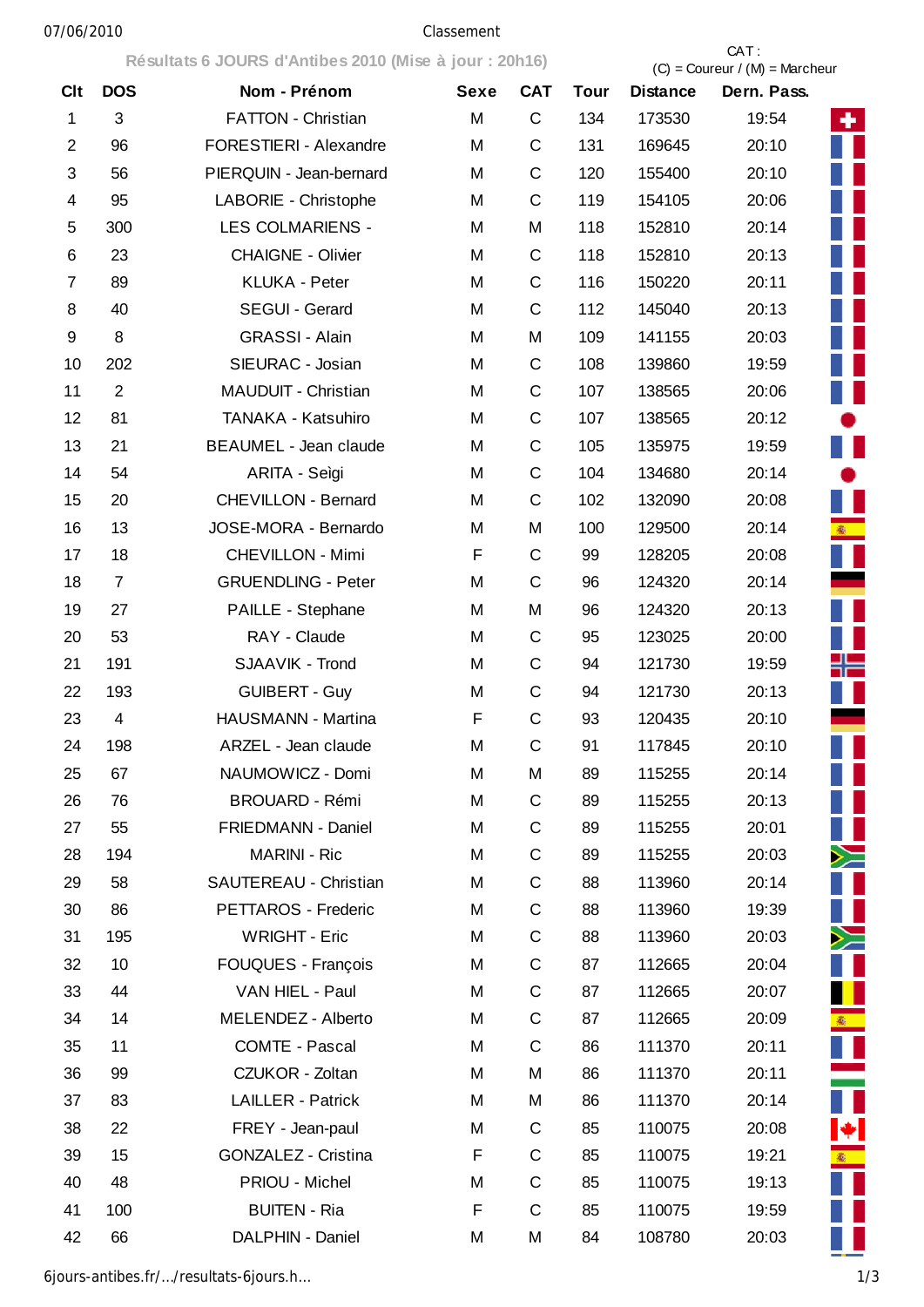Classement

Résultats 6 JOURS d'Antibes 2010 (Mise à jour : 20h16)

CAT : (C) = Coureur / (M) = Marcheur

| Clt | DOS | Nom - Prénom | Sexe | CAT | Tour | Distance | Dern. Pass. |
|---|---|---|---|---|---|---|---|
| 1 | 3 | FATTON - Christian | M | C | 134 | 173530 | 19:54 |
| 2 | 96 | FORESTIERI - Alexandre | M | C | 131 | 169645 | 20:10 |
| 3 | 56 | PIERQUIN - Jean-bernard | M | C | 120 | 155400 | 20:10 |
| 4 | 95 | LABORIE - Christophe | M | C | 119 | 154105 | 20:06 |
| 5 | 300 | LES COLMARIENS - | M | M | 118 | 152810 | 20:14 |
| 6 | 23 | CHAIGNE - Olivier | M | C | 118 | 152810 | 20:13 |
| 7 | 89 | KLUKA - Peter | M | C | 116 | 150220 | 20:11 |
| 8 | 40 | SEGUI - Gerard | M | C | 112 | 145040 | 20:13 |
| 9 | 8 | GRASSI - Alain | M | M | 109 | 141155 | 20:03 |
| 10 | 202 | SIEURAC - Josian | M | C | 108 | 139860 | 19:59 |
| 11 | 2 | MAUDUIT - Christian | M | C | 107 | 138565 | 20:06 |
| 12 | 81 | TANAKA - Katsuhiro | M | C | 107 | 138565 | 20:12 |
| 13 | 21 | BEAUMEL - Jean claude | M | C | 105 | 135975 | 19:59 |
| 14 | 54 | ARITA - Seìgi | M | C | 104 | 134680 | 20:14 |
| 15 | 20 | CHEVILLON - Bernard | M | C | 102 | 132090 | 20:08 |
| 16 | 13 | JOSE-MORA - Bernardo | M | M | 100 | 129500 | 20:14 |
| 17 | 18 | CHEVILLON - Mimi | F | C | 99 | 128205 | 20:08 |
| 18 | 7 | GRUENDLING - Peter | M | C | 96 | 124320 | 20:14 |
| 19 | 27 | PAILLE - Stephane | M | M | 96 | 124320 | 20:13 |
| 20 | 53 | RAY - Claude | M | C | 95 | 123025 | 20:00 |
| 21 | 191 | SJAAVIK - Trond | M | C | 94 | 121730 | 19:59 |
| 22 | 193 | GUIBERT - Guy | M | C | 94 | 121730 | 20:13 |
| 23 | 4 | HAUSMANN - Martina | F | C | 93 | 120435 | 20:10 |
| 24 | 198 | ARZEL - Jean claude | M | C | 91 | 117845 | 20:10 |
| 25 | 67 | NAUMOWICZ - Domi | M | M | 89 | 115255 | 20:14 |
| 26 | 76 | BROUARD - Rémi | M | C | 89 | 115255 | 20:13 |
| 27 | 55 | FRIEDMANN - Daniel | M | C | 89 | 115255 | 20:01 |
| 28 | 194 | MARINI - Ric | M | C | 89 | 115255 | 20:03 |
| 29 | 58 | SAUTEREAU - Christian | M | C | 88 | 113960 | 20:14 |
| 30 | 86 | PETTAROS - Frederic | M | C | 88 | 113960 | 19:39 |
| 31 | 195 | WRIGHT - Eric | M | C | 88 | 113960 | 20:03 |
| 32 | 10 | FOUQUES - François | M | C | 87 | 112665 | 20:04 |
| 33 | 44 | VAN HIEL - Paul | M | C | 87 | 112665 | 20:07 |
| 34 | 14 | MELENDEZ - Alberto | M | C | 87 | 112665 | 20:09 |
| 35 | 11 | COMTE - Pascal | M | C | 86 | 111370 | 20:11 |
| 36 | 99 | CZUKOR - Zoltan | M | M | 86 | 111370 | 20:11 |
| 37 | 83 | LAILLER - Patrick | M | M | 86 | 111370 | 20:14 |
| 38 | 22 | FREY - Jean-paul | M | C | 85 | 110075 | 20:08 |
| 39 | 15 | GONZALEZ - Cristina | F | C | 85 | 110075 | 19:21 |
| 40 | 48 | PRIOU - Michel | M | C | 85 | 110075 | 19:13 |
| 41 | 100 | BUITEN - Ria | F | C | 85 | 110075 | 19:59 |
| 42 | 66 | DALPHIN - Daniel | M | M | 84 | 108780 | 20:03 |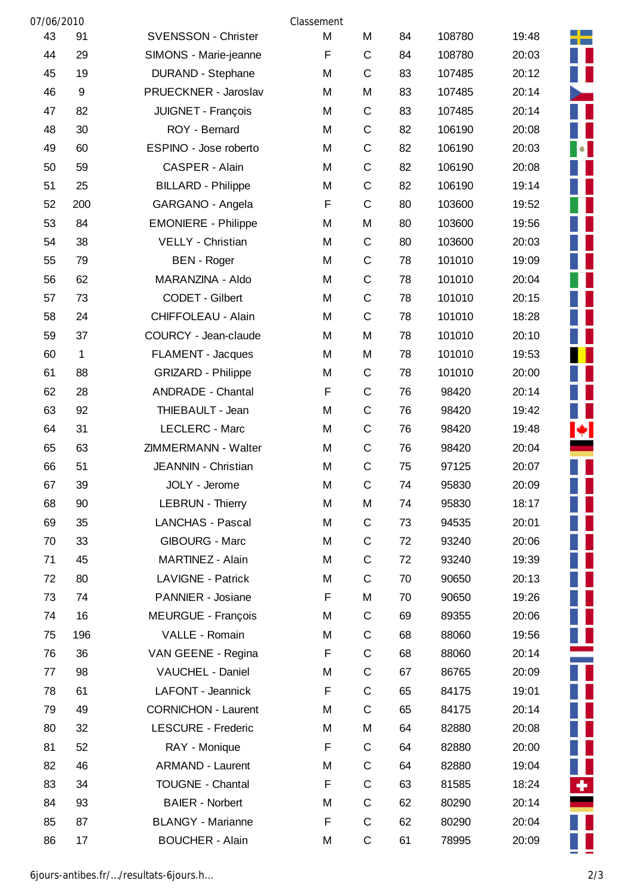07/06/2010 Classement

| | | | | | | | | |
|---|---|---|---|---|---|---|---|---|
| 43 | 91 | SVENSSON - Christer | M | M | 84 | 108780 | 19:48 | |
| 44 | 29 | SIMONS - Marie-jeanne | F | C | 84 | 108780 | 20:03 | |
| 45 | 19 | DURAND - Stephane | M | C | 83 | 107485 | 20:12 | |
| 46 | 9 | PRUECKNER - Jaroslav | M | M | 83 | 107485 | 20:14 | |
| 47 | 82 | JUIGNET - François | M | C | 83 | 107485 | 20:14 | |
| 48 | 30 | ROY - Bernard | M | C | 82 | 106190 | 20:08 | |
| 49 | 60 | ESPINO - Jose roberto | M | C | 82 | 106190 | 20:03 | |
| 50 | 59 | CASPER - Alain | M | C | 82 | 106190 | 20:08 | |
| 51 | 25 | BILLARD - Philippe | M | C | 82 | 106190 | 19:14 | |
| 52 | 200 | GARGANO - Angela | F | C | 80 | 103600 | 19:52 | |
| 53 | 84 | EMONIERE - Philippe | M | M | 80 | 103600 | 19:56 | |
| 54 | 38 | VELLY - Christian | M | C | 80 | 103600 | 20:03 | |
| 55 | 79 | BEN - Roger | M | C | 78 | 101010 | 19:09 | |
| 56 | 62 | MARANZINA - Aldo | M | C | 78 | 101010 | 20:04 | |
| 57 | 73 | CODET - Gilbert | M | C | 78 | 101010 | 20:15 | |
| 58 | 24 | CHIFFOLEAU - Alain | M | C | 78 | 101010 | 18:28 | |
| 59 | 37 | COURCY - Jean-claude | M | M | 78 | 101010 | 20:10 | |
| 60 | 1 | FLAMENT - Jacques | M | M | 78 | 101010 | 19:53 | |
| 61 | 88 | GRIZARD - Philippe | M | C | 78 | 101010 | 20:00 | |
| 62 | 28 | ANDRADE - Chantal | F | C | 76 | 98420 | 20:14 | |
| 63 | 92 | THIEBAULT - Jean | M | C | 76 | 98420 | 19:42 | |
| 64 | 31 | LECLERC - Marc | M | C | 76 | 98420 | 19:48 | |
| 65 | 63 | ZIMMERMANN - Walter | M | C | 76 | 98420 | 20:04 | |
| 66 | 51 | JEANNIN - Christian | M | C | 75 | 97125 | 20:07 | |
| 67 | 39 | JOLY - Jerome | M | C | 74 | 95830 | 20:09 | |
| 68 | 90 | LEBRUN - Thierry | M | M | 74 | 95830 | 18:17 | |
| 69 | 35 | LANCHAS - Pascal | M | C | 73 | 94535 | 20:01 | |
| 70 | 33 | GIBOURG - Marc | M | C | 72 | 93240 | 20:06 | |
| 71 | 45 | MARTINEZ - Alain | M | C | 72 | 93240 | 19:39 | |
| 72 | 80 | LAVIGNE - Patrick | M | C | 70 | 90650 | 20:13 | |
| 73 | 74 | PANNIER - Josiane | F | M | 70 | 90650 | 19:26 | |
| 74 | 16 | MEURGUE - François | M | C | 69 | 89355 | 20:06 | |
| 75 | 196 | VALLE - Romain | M | C | 68 | 88060 | 19:56 | |
| 76 | 36 | VAN GEENE - Regina | F | C | 68 | 88060 | 20:14 | |
| 77 | 98 | VAUCHEL - Daniel | M | C | 67 | 86765 | 20:09 | |
| 78 | 61 | LAFONT - Jeannick | F | C | 65 | 84175 | 19:01 | |
| 79 | 49 | CORNICHON - Laurent | M | C | 65 | 84175 | 20:14 | |
| 80 | 32 | LESCURE - Frederic | M | M | 64 | 82880 | 20:08 | |
| 81 | 52 | RAY - Monique | F | C | 64 | 82880 | 20:00 | |
| 82 | 46 | ARMAND - Laurent | M | C | 64 | 82880 | 19:04 | |
| 83 | 34 | TOUGNE - Chantal | F | C | 63 | 81585 | 18:24 | |
| 84 | 93 | BAIER - Norbert | M | C | 62 | 80290 | 20:14 | |
| 85 | 87 | BLANGY - Marianne | F | C | 62 | 80290 | 20:04 | |
| 86 | 17 | BOUCHER - Alain | M | C | 61 | 78995 | 20:09 | |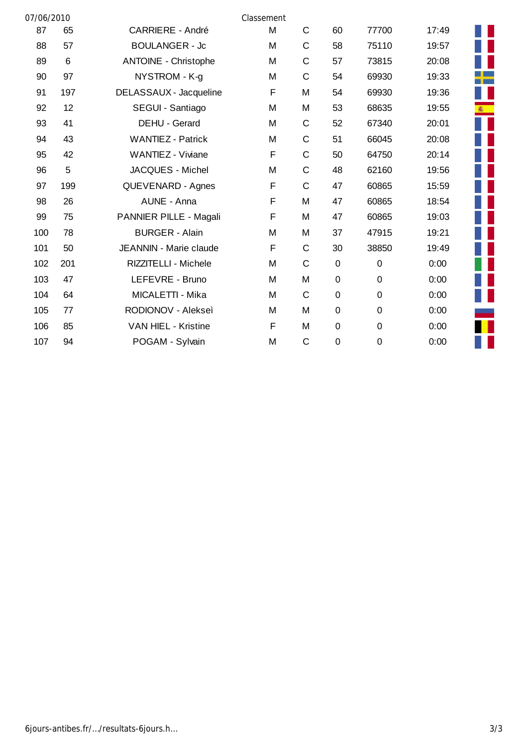| | | | | | | | | |
|---|---|---|---|---|---|---|---|---|
| 87 | 65 | CARRIERE - André | M | C | 60 | 77700 | 17:49 | |
| 88 | 57 | BOULANGER - Jc | M | C | 58 | 75110 | 19:57 | |
| 89 | 6 | ANTOINE - Christophe | M | C | 57 | 73815 | 20:08 | |
| 90 | 97 | NYSTROM - K-g | M | C | 54 | 69930 | 19:33 | |
| 91 | 197 | DELASSAUX - Jacqueline | F | M | 54 | 69930 | 19:36 | |
| 92 | 12 | SEGUI - Santiago | M | M | 53 | 68635 | 19:55 | |
| 93 | 41 | DEHU - Gerard | M | C | 52 | 67340 | 20:01 | |
| 94 | 43 | WANTIEZ - Patrick | M | C | 51 | 66045 | 20:08 | |
| 95 | 42 | WANTIEZ - Viviane | F | C | 50 | 64750 | 20:14 | |
| 96 | 5 | JACQUES - Michel | M | C | 48 | 62160 | 19:56 | |
| 97 | 199 | QUEVENARD - Agnes | F | C | 47 | 60865 | 15:59 | |
| 98 | 26 | AUNE - Anna | F | M | 47 | 60865 | 18:54 | |
| 99 | 75 | PANNIER PILLE - Magali | F | M | 47 | 60865 | 19:03 | |
| 100 | 78 | BURGER - Alain | M | M | 37 | 47915 | 19:21 | |
| 101 | 50 | JEANNIN - Marie claude | F | C | 30 | 38850 | 19:49 | |
| 102 | 201 | RIZZITELLI - Michele | M | C | 0 | 0 | 0:00 | |
| 103 | 47 | LEFEVRE - Bruno | M | M | 0 | 0 | 0:00 | |
| 104 | 64 | MICALETTI - Mika | M | C | 0 | 0 | 0:00 | |
| 105 | 77 | RODIONOV - Aleksei̇ | M | M | 0 | 0 | 0:00 | |
| 106 | 85 | VAN HIEL - Kristine | F | M | 0 | 0 | 0:00 | |
| 107 | 94 | POGAM - Sylvain | M | C | 0 | 0 | 0:00 | |